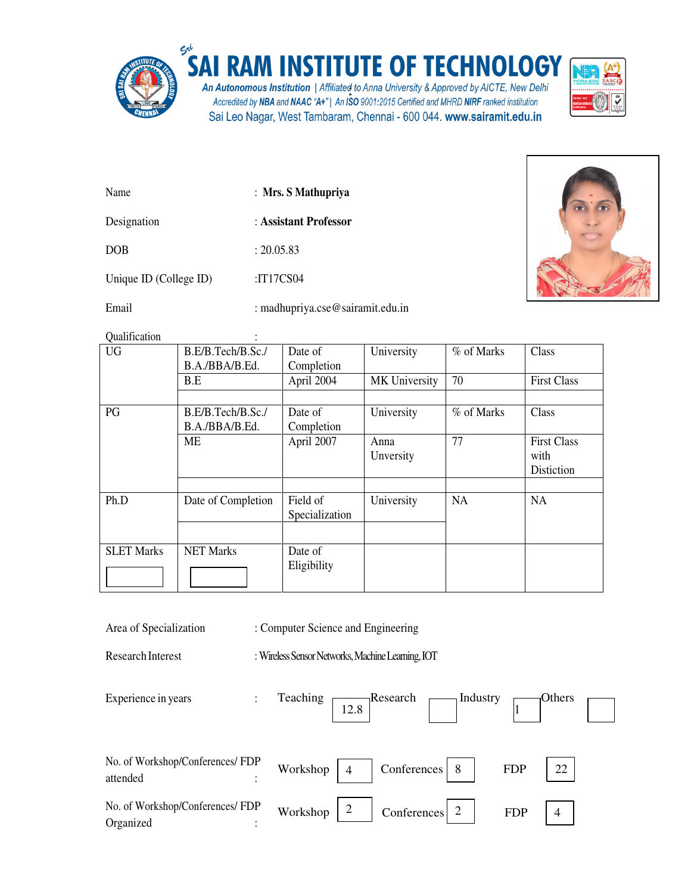# SAI RAM INSTITUTE OF TECHNOLOGY

*An Autonomous Institution | Affiliated to Anna University & Approved by AICTE, New Delhi*
*Accredited by **NBA** and **NAAC "A+"** | An ISO 9001:2015 Certified and MHRD **NIRF** ranked institution*
Sai Leo Nagar, West Tambaram, Chennai - 600 044. **www.sairamit.edu.in**

Name : **Mrs. S Mathupriya**

Designation : **Assistant Professor**

DOB : 20.05.83

Unique ID (College ID) :IT17CS04

Email : madhupriya.cse@sairamit.edu.in

Qualification :

| UG | B.E/B.Tech/B.Sc./ B.A./BBA/B.Ed. | Date of Completion | University | % of Marks | Class |
|---|---|---|---|---|---|
| | B.E | April 2004 | MK University | 70 | First Class |
| | | | | | |
| PG | B.E/B.Tech/B.Sc./ B.A./BBA/B.Ed. | Date of Completion | University | % of Marks | Class |
| | ME | April 2007 | Anna Unversity | 77 | First Class with Distiction |
| | | | | | |
| Ph.D | Date of Completion | Field of Specialization | University | NA | NA |
| | | | | | |
| SLET Marks | NET Marks | Date of Eligibility | | | |

Area of Specialization : Computer Science and Engineering

Research Interest : Wireless Sensor Networks, Machine Learning, IOT

Experience in years : Teaching 12.8 Research Industry 1 Others

No. of Workshop/Conferences/ FDP attended : Workshop 4 Conferences 8 FDP 22

No. of Workshop/Conferences/ FDP Organized : Workshop 2 Conferences 2 FDP 4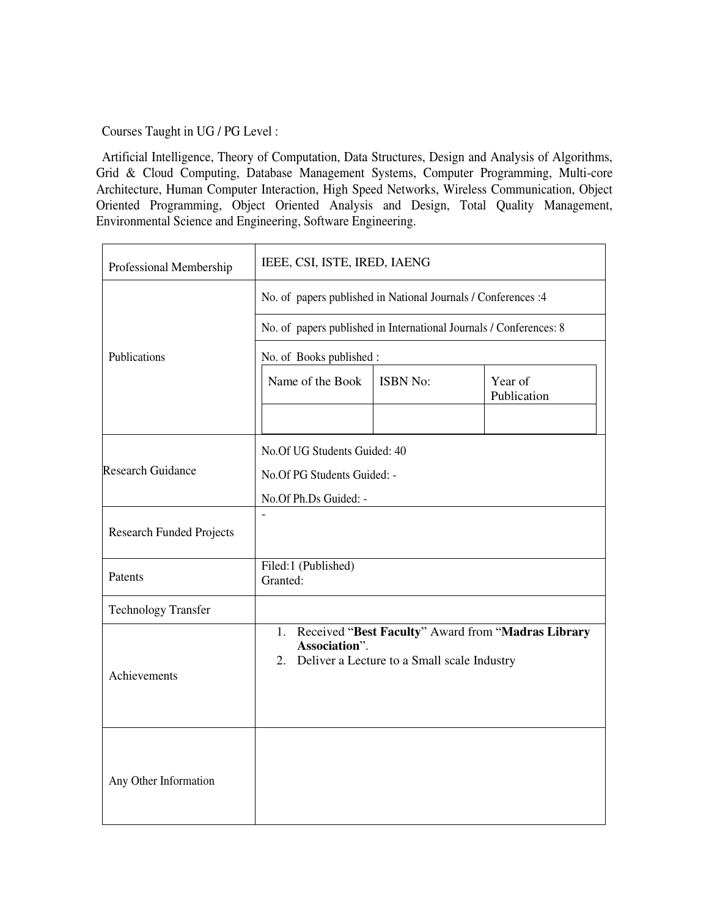Courses Taught in UG / PG Level :

Artificial Intelligence, Theory of Computation, Data Structures, Design and Analysis of Algorithms, Grid & Cloud Computing, Database Management Systems, Computer Programming, Multi-core Architecture, Human Computer Interaction, High Speed Networks, Wireless Communication, Object Oriented Programming, Object Oriented Analysis and Design, Total Quality Management, Environmental Science and Engineering, Software Engineering.

| | |
|---|---|
| Professional Membership | IEEE, CSI, ISTE, IRED, IAENG |
| Publications | No. of papers published in National Journals / Conferences :4<br>No. of papers published in International Journals / Conferences: 8<br>No. of Books published :<br>Name of the Book \| ISBN No: \| Year of Publication |
| Research Guidance | No.Of UG Students Guided: 40<br>No.Of PG Students Guided: -<br>No.Of Ph.Ds Guided: - |
| Research Funded Projects | - |
| Patents | Filed:1 (Published)<br>Granted: |
| Technology Transfer | |
| Achievements | 1. Received "**Best Faculty**" Award from "**Madras Library Association**".<br>2. Deliver a Lecture to a Small scale Industry |
| Any Other Information | |